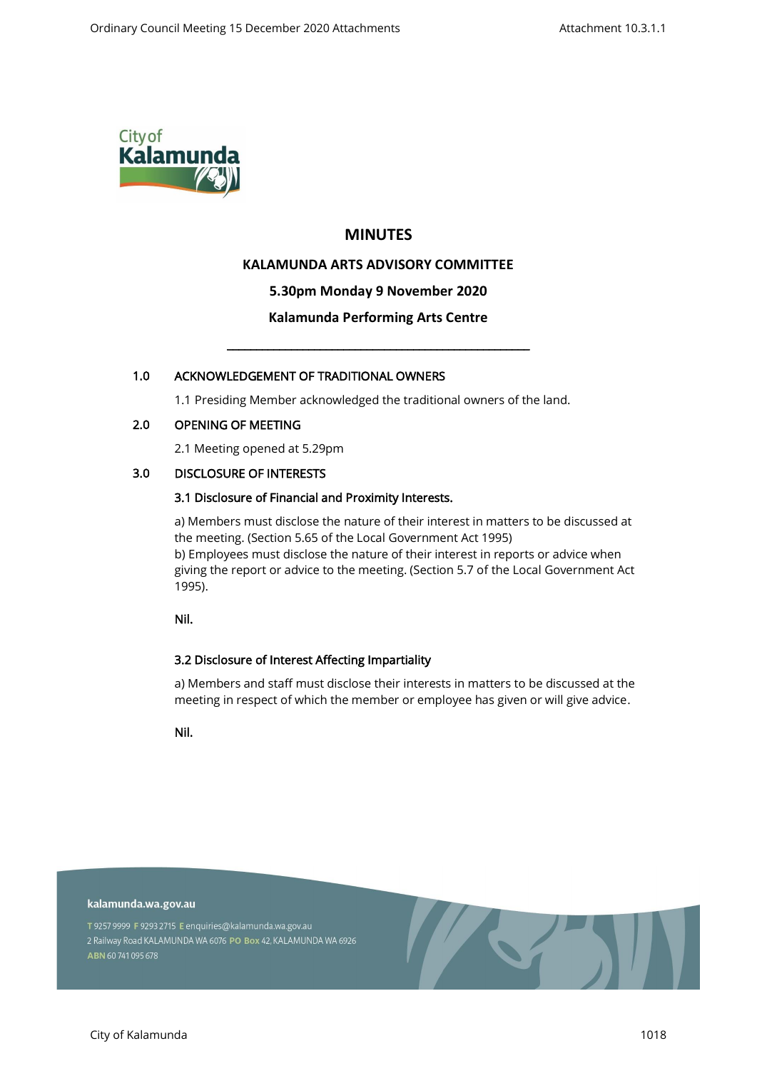# MINUTES

## KALAMUNDA ARTS ADVISORY COMMITTEE

**5.30pm Monday 9 November 2020**

**Kalamunda Performing Arts Centre**

---

### 1.0 ACKNOWLEDGEMENT OF TRADITIONAL OWNERS

1.1 Presiding Member acknowledged the traditional owners of the land.

### 2.0 OPENING OF MEETING

2.1 Meeting opened at 5.29pm

### 3.0 DISCLOSURE OF INTERESTS

#### 3.1 Disclosure of Financial and Proximity Interests.

a) Members must disclose the nature of their interest in matters to be discussed at the meeting. (Section 5.65 of the Local Government Act 1995)
b) Employees must disclose the nature of their interest in reports or advice when giving the report or advice to the meeting. (Section 5.7 of the Local Government Act 1995).

**Nil.**

#### 3.2 Disclosure of Interest Affecting Impartiality

a) Members and staff must disclose their interests in matters to be discussed at the meeting in respect of which the member or employee has given or will give advice.

**Nil.**

kalamunda.wa.gov.au

T 9257 9999 F 9293 2715 E enquiries@kalamunda.wa.gov.au
2 Railway Road KALAMUNDA WA 6076 PO Box 42, KALAMUNDA WA 6926
ABN 60 741 095 678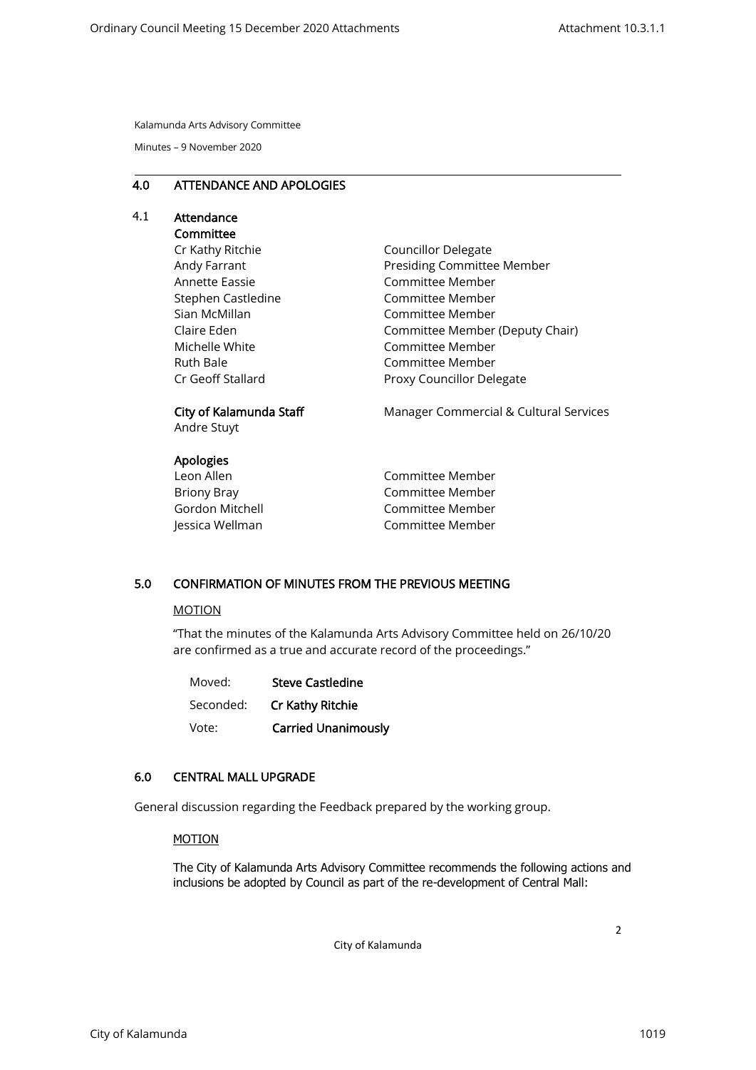Kalamunda Arts Advisory Committee

Minutes – 9 November 2020

## 4.0 ATTENDANCE AND APOLOGIES

### 4.1 Attendance

**Committee**

| | |
|---|---|
| Cr Kathy Ritchie | Councillor Delegate |
| Andy Farrant | Presiding Committee Member |
| Annette Eassie | Committee Member |
| Stephen Castledine | Committee Member |
| Sian McMillan | Committee Member |
| Claire Eden | Committee Member (Deputy Chair) |
| Michelle White | Committee Member |
| Ruth Bale | Committee Member |
| Cr Geoff Stallard | Proxy Councillor Delegate |

**City of Kalamunda Staff**

| | |
|---|---|
| Andre Stuyt | Manager Commercial & Cultural Services |

**Apologies**

| | |
|---|---|
| Leon Allen | Committee Member |
| Briony Bray | Committee Member |
| Gordon Mitchell | Committee Member |
| Jessica Wellman | Committee Member |

## 5.0 CONFIRMATION OF MINUTES FROM THE PREVIOUS MEETING

MOTION

"That the minutes of the Kalamunda Arts Advisory Committee held on 26/10/20 are confirmed as a true and accurate record of the proceedings."

| | |
|---|---|
| Moved: | **Steve Castledine** |
| Seconded: | **Cr Kathy Ritchie** |
| Vote: | **Carried Unanimously** |

## 6.0 CENTRAL MALL UPGRADE

General discussion regarding the Feedback prepared by the working group.

MOTION

The City of Kalamunda Arts Advisory Committee recommends the following actions and inclusions be adopted by Council as part of the re-development of Central Mall: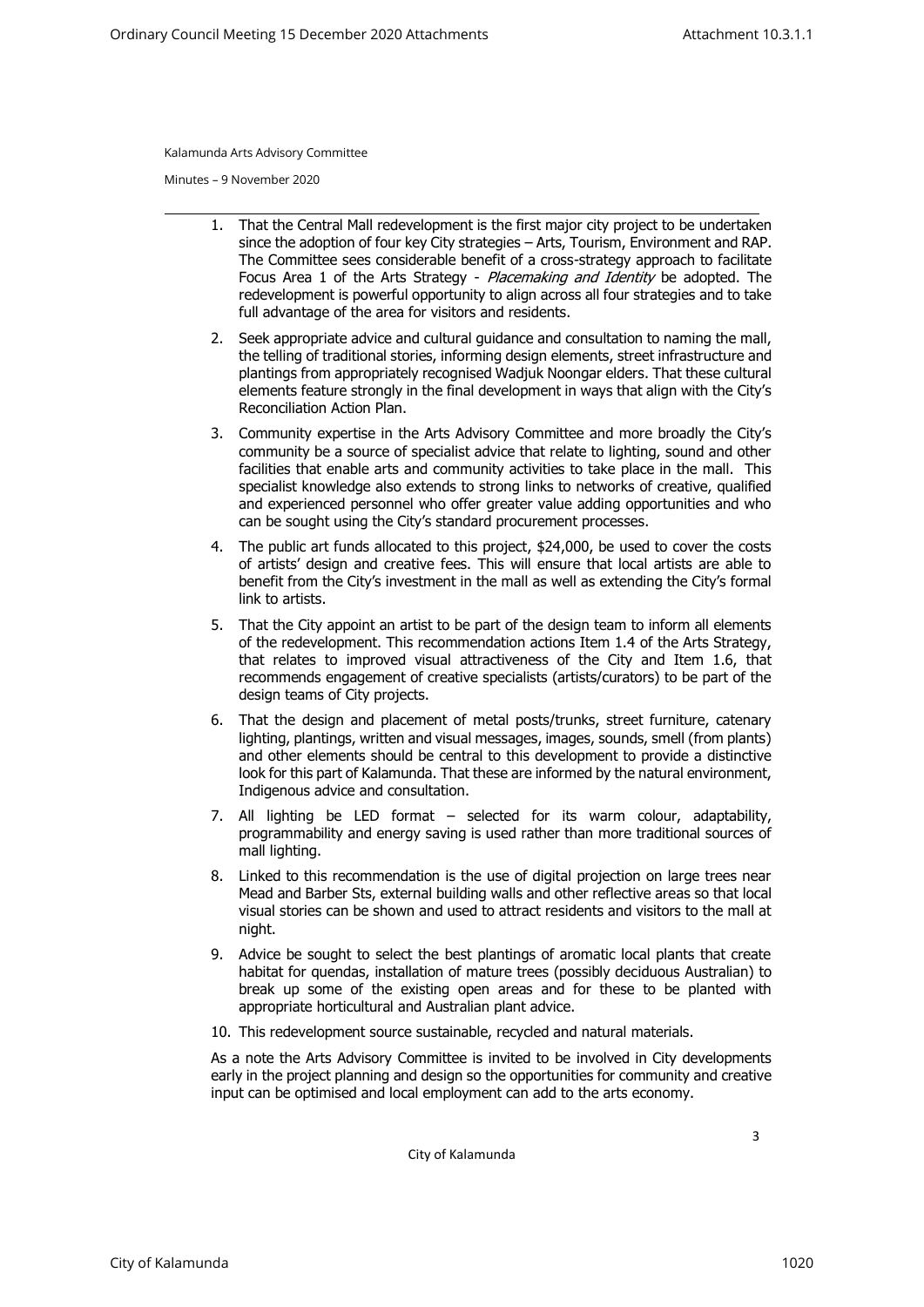1. That the Central Mall redevelopment is the first major city project to be undertaken since the adoption of four key City strategies – Arts, Tourism, Environment and RAP. The Committee sees considerable benefit of a cross-strategy approach to facilitate Focus Area 1 of the Arts Strategy - *Placemaking and Identity* be adopted. The redevelopment is powerful opportunity to align across all four strategies and to take full advantage of the area for visitors and residents.
2. Seek appropriate advice and cultural guidance and consultation to naming the mall, the telling of traditional stories, informing design elements, street infrastructure and plantings from appropriately recognised Wadjuk Noongar elders. That these cultural elements feature strongly in the final development in ways that align with the City's Reconciliation Action Plan.
3. Community expertise in the Arts Advisory Committee and more broadly the City's community be a source of specialist advice that relate to lighting, sound and other facilities that enable arts and community activities to take place in the mall. This specialist knowledge also extends to strong links to networks of creative, qualified and experienced personnel who offer greater value adding opportunities and who can be sought using the City's standard procurement processes.
4. The public art funds allocated to this project, $24,000, be used to cover the costs of artists' design and creative fees. This will ensure that local artists are able to benefit from the City's investment in the mall as well as extending the City's formal link to artists.
5. That the City appoint an artist to be part of the design team to inform all elements of the redevelopment. This recommendation actions Item 1.4 of the Arts Strategy, that relates to improved visual attractiveness of the City and Item 1.6, that recommends engagement of creative specialists (artists/curators) to be part of the design teams of City projects.
6. That the design and placement of metal posts/trunks, street furniture, catenary lighting, plantings, written and visual messages, images, sounds, smell (from plants) and other elements should be central to this development to provide a distinctive look for this part of Kalamunda. That these are informed by the natural environment, Indigenous advice and consultation.
7. All lighting be LED format – selected for its warm colour, adaptability, programmability and energy saving is used rather than more traditional sources of mall lighting.
8. Linked to this recommendation is the use of digital projection on large trees near Mead and Barber Sts, external building walls and other reflective areas so that local visual stories can be shown and used to attract residents and visitors to the mall at night.
9. Advice be sought to select the best plantings of aromatic local plants that create habitat for quendas, installation of mature trees (possibly deciduous Australian) to break up some of the existing open areas and for these to be planted with appropriate horticultural and Australian plant advice.
10. This redevelopment source sustainable, recycled and natural materials.

As a note the Arts Advisory Committee is invited to be involved in City developments early in the project planning and design so the opportunities for community and creative input can be optimised and local employment can add to the arts economy.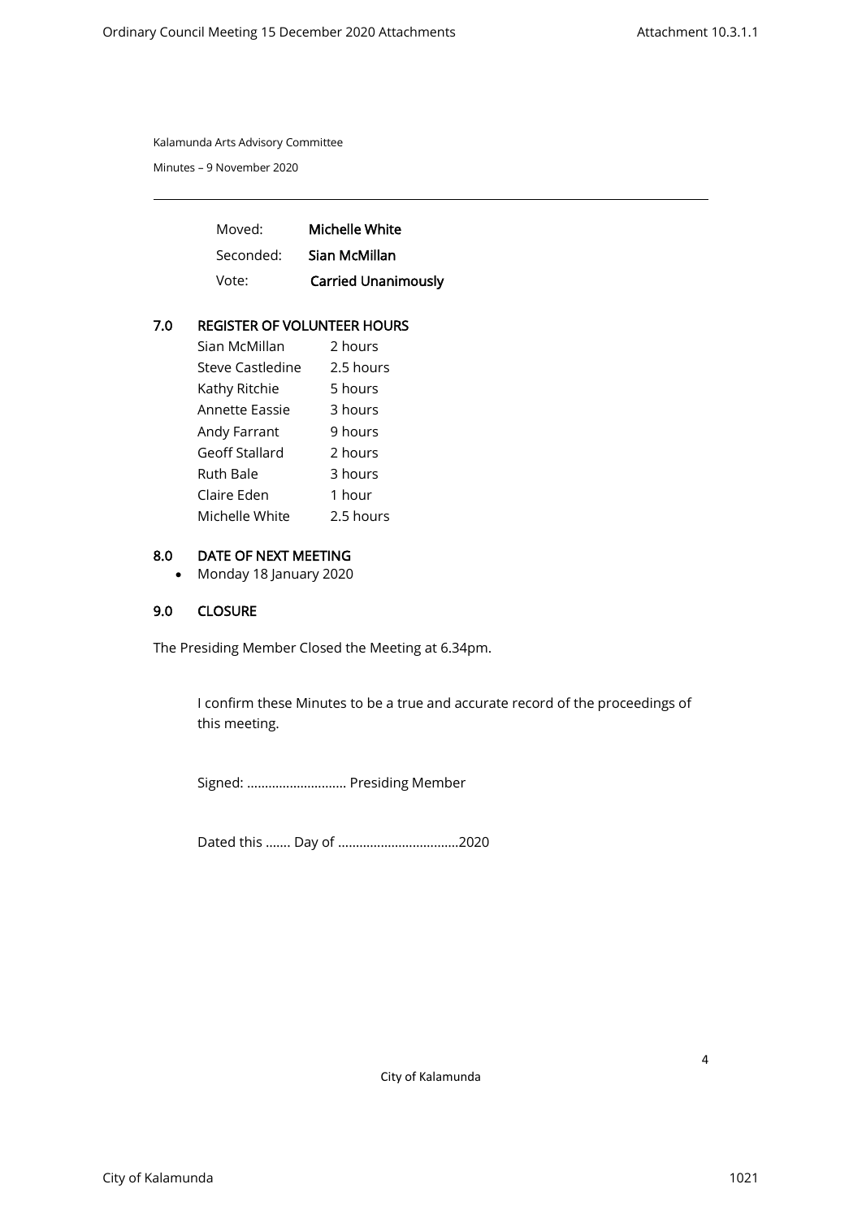Kalamunda Arts Advisory Committee

Minutes – 9 November 2020

| | |
|---|---|
| Moved: | **Michelle White** |
| Seconded: | **Sian McMillan** |
| Vote: | **Carried Unanimously** |

## 7.0 REGISTER OF VOLUNTEER HOURS

| | |
|---|---|
| Sian McMillan | 2 hours |
| Steve Castledine | 2.5 hours |
| Kathy Ritchie | 5 hours |
| Annette Eassie | 3 hours |
| Andy Farrant | 9 hours |
| Geoff Stallard | 2 hours |
| Ruth Bale | 3 hours |
| Claire Eden | 1 hour |
| Michelle White | 2.5 hours |

## 8.0 DATE OF NEXT MEETING

- Monday 18 January 2020

## 9.0 CLOSURE

The Presiding Member Closed the Meeting at 6.34pm.

I confirm these Minutes to be a true and accurate record of the proceedings of this meeting.

Signed: ……………………… Presiding Member

Dated this ……. Day of ……………………………2020